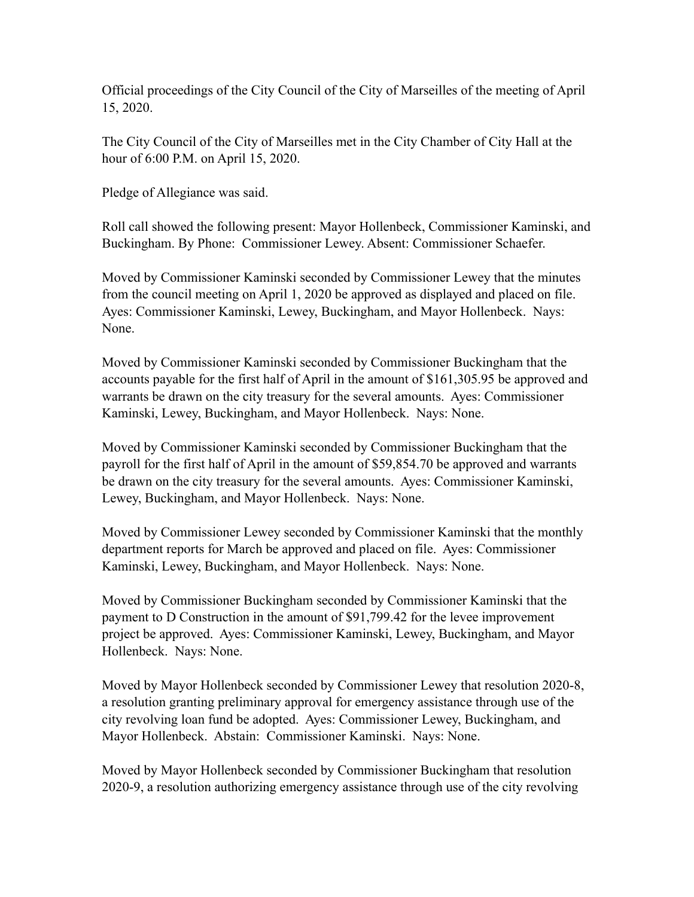Official proceedings of the City Council of the City of Marseilles of the meeting of April 15, 2020.

The City Council of the City of Marseilles met in the City Chamber of City Hall at the hour of 6:00 P.M. on April 15, 2020.

Pledge of Allegiance was said.

Roll call showed the following present: Mayor Hollenbeck, Commissioner Kaminski, and Buckingham. By Phone: Commissioner Lewey. Absent: Commissioner Schaefer.

Moved by Commissioner Kaminski seconded by Commissioner Lewey that the minutes from the council meeting on April 1, 2020 be approved as displayed and placed on file. Ayes: Commissioner Kaminski, Lewey, Buckingham, and Mayor Hollenbeck. Nays: None.

Moved by Commissioner Kaminski seconded by Commissioner Buckingham that the accounts payable for the first half of April in the amount of $161,305.95 be approved and warrants be drawn on the city treasury for the several amounts. Ayes: Commissioner Kaminski, Lewey, Buckingham, and Mayor Hollenbeck. Nays: None.

Moved by Commissioner Kaminski seconded by Commissioner Buckingham that the payroll for the first half of April in the amount of $59,854.70 be approved and warrants be drawn on the city treasury for the several amounts. Ayes: Commissioner Kaminski, Lewey, Buckingham, and Mayor Hollenbeck. Nays: None.

Moved by Commissioner Lewey seconded by Commissioner Kaminski that the monthly department reports for March be approved and placed on file. Ayes: Commissioner Kaminski, Lewey, Buckingham, and Mayor Hollenbeck. Nays: None.

Moved by Commissioner Buckingham seconded by Commissioner Kaminski that the payment to D Construction in the amount of $91,799.42 for the levee improvement project be approved. Ayes: Commissioner Kaminski, Lewey, Buckingham, and Mayor Hollenbeck. Nays: None.

Moved by Mayor Hollenbeck seconded by Commissioner Lewey that resolution 2020-8, a resolution granting preliminary approval for emergency assistance through use of the city revolving loan fund be adopted. Ayes: Commissioner Lewey, Buckingham, and Mayor Hollenbeck. Abstain: Commissioner Kaminski. Nays: None.

Moved by Mayor Hollenbeck seconded by Commissioner Buckingham that resolution 2020-9, a resolution authorizing emergency assistance through use of the city revolving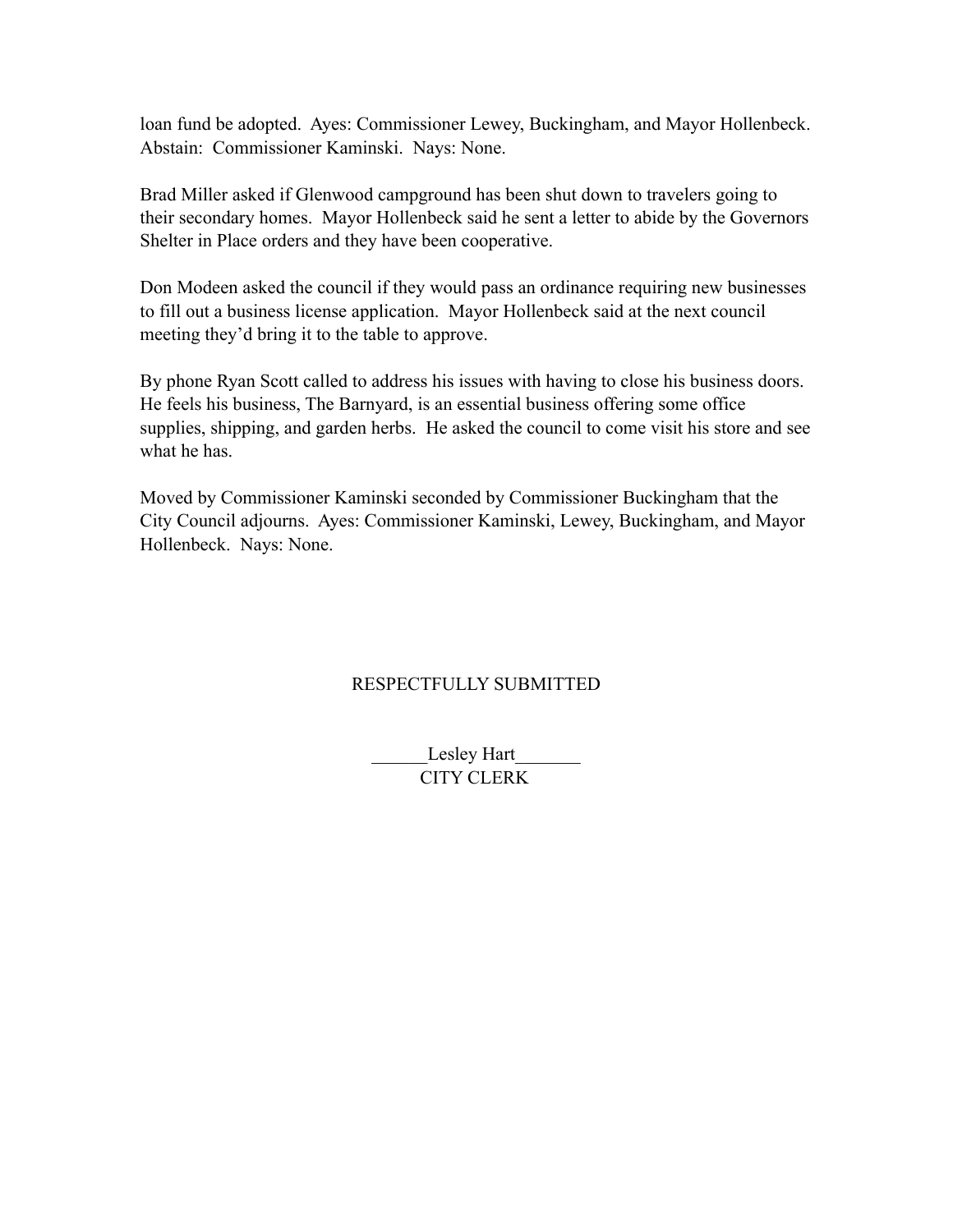loan fund be adopted. Ayes: Commissioner Lewey, Buckingham, and Mayor Hollenbeck. Abstain: Commissioner Kaminski. Nays: None.

Brad Miller asked if Glenwood campground has been shut down to travelers going to their secondary homes. Mayor Hollenbeck said he sent a letter to abide by the Governors Shelter in Place orders and they have been cooperative.

Don Modeen asked the council if they would pass an ordinance requiring new businesses to fill out a business license application. Mayor Hollenbeck said at the next council meeting they'd bring it to the table to approve.

By phone Ryan Scott called to address his issues with having to close his business doors. He feels his business, The Barnyard, is an essential business offering some office supplies, shipping, and garden herbs. He asked the council to come visit his store and see what he has.

Moved by Commissioner Kaminski seconded by Commissioner Buckingham that the City Council adjourns. Ayes: Commissioner Kaminski, Lewey, Buckingham, and Mayor Hollenbeck. Nays: None.

RESPECTFULLY SUBMITTED

______Lesley Hart_______
CITY CLERK